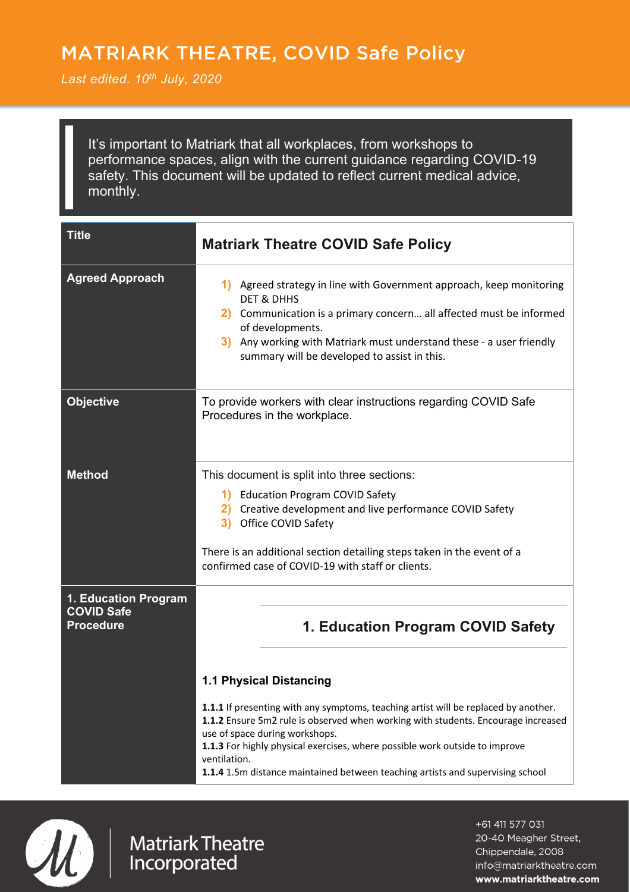# MATRIARK THEATRE, COVID Safe Policy

*Last edited. 10th July, 2020*

> It's important to Matriark that all workplaces, from workshops to performance spaces, align with the current guidance regarding COVID-19 safety. This document will be updated to reflect current medical advice, monthly.

| **Title** | **Matriark Theatre COVID Safe Policy** |
|---|---|
| **Agreed Approach** | 1) Agreed strategy in line with Government approach, keep monitoring DET & DHHS<br>2) Communication is a primary concern… all affected must be informed of developments.<br>3) Any working with Matriark must understand these - a user friendly summary will be developed to assist in this. |
| **Objective** | To provide workers with clear instructions regarding COVID Safe Procedures in the workplace. |
| **Method** | This document is split into three sections:<br>1) Education Program COVID Safety<br>2) Creative development and live performance COVID Safety<br>3) Office COVID Safety<br><br>There is an additional section detailing steps taken in the event of a confirmed case of COVID-19 with staff or clients. |
| **1. Education Program COVID Safe Procedure** | **1. Education Program COVID Safety**<br><br>**1.1 Physical Distancing**<br><br>**1.1.1** If presenting with any symptoms, teaching artist will be replaced by another.<br>**1.1.2** Ensure 5m2 rule is observed when working with students. Encourage increased use of space during workshops.<br>**1.1.3** For highly physical exercises, where possible work outside to improve ventilation.<br>**1.1.4** 1.5m distance maintained between teaching artists and supervising school |

Matriark Theatre Incorporated

+61 411 577 031
20-40 Meagher Street,
Chippendale, 2008
info@matriarktheatre.com
**www.matriarktheatre.com**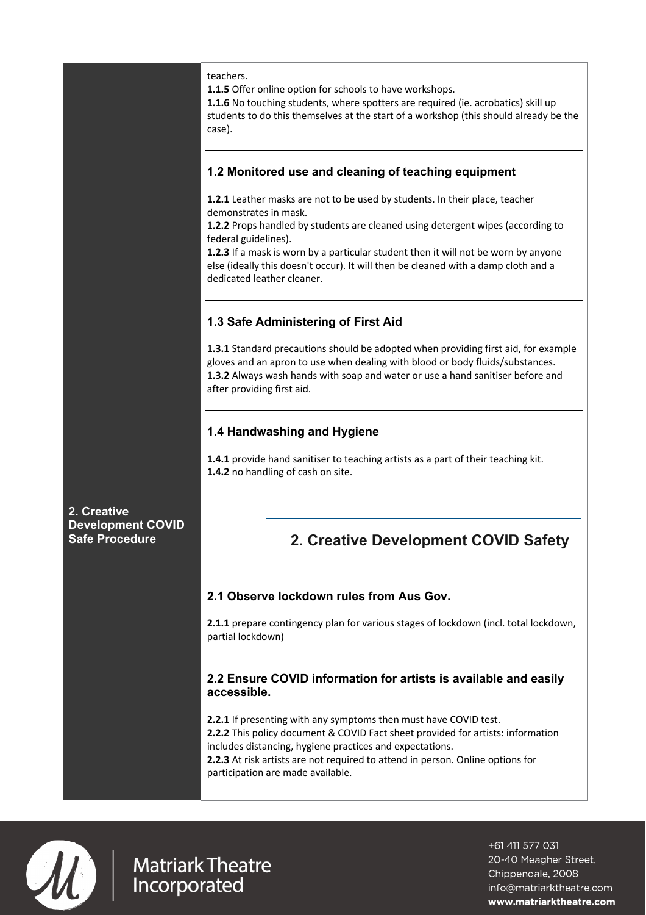teachers.
**1.1.5** Offer online option for schools to have workshops.
**1.1.6** No touching students, where spotters are required (ie. acrobatics) skill up students to do this themselves at the start of a workshop (this should already be the case).

### 1.2 Monitored use and cleaning of teaching equipment

**1.2.1** Leather masks are not to be used by students. In their place, teacher demonstrates in mask.
**1.2.2** Props handled by students are cleaned using detergent wipes (according to federal guidelines).
**1.2.3** If a mask is worn by a particular student then it will not be worn by anyone else (ideally this doesn't occur). It will then be cleaned with a damp cloth and a dedicated leather cleaner.

### 1.3 Safe Administering of First Aid

**1.3.1** Standard precautions should be adopted when providing first aid, for example gloves and an apron to use when dealing with blood or body fluids/substances.
**1.3.2** Always wash hands with soap and water or use a hand sanitiser before and after providing first aid.

### 1.4 Handwashing and Hygiene

**1.4.1** provide hand sanitiser to teaching artists as a part of their teaching kit.
**1.4.2** no handling of cash on site.

**2. Creative Development COVID Safe Procedure**

## 2. Creative Development COVID Safety

### 2.1 Observe lockdown rules from Aus Gov.

**2.1.1** prepare contingency plan for various stages of lockdown (incl. total lockdown, partial lockdown)

### 2.2 Ensure COVID information for artists is available and easily accessible.

**2.2.1** If presenting with any symptoms then must have COVID test.
**2.2.2** This policy document & COVID Fact sheet provided for artists: information includes distancing, hygiene practices and expectations.
**2.2.3** At risk artists are not required to attend in person. Online options for participation are made available.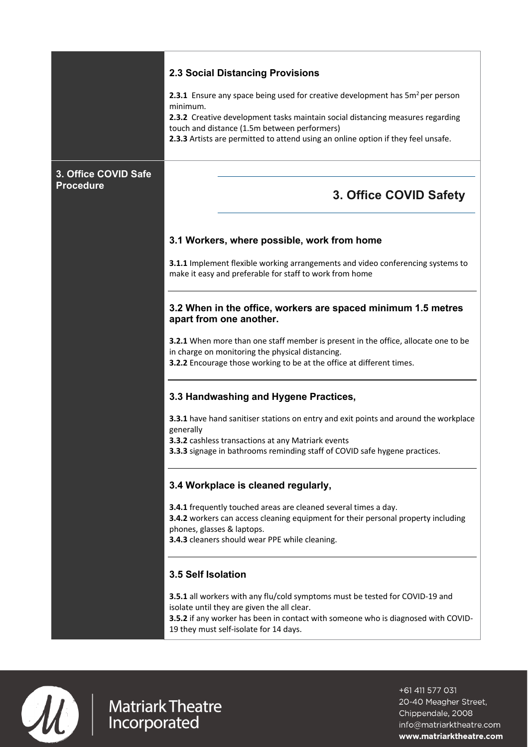### 2.3 Social Distancing Provisions

**2.3.1** Ensure any space being used for creative development has $5m^2$ per person minimum.
**2.3.2** Creative development tasks maintain social distancing measures regarding touch and distance (1.5m between performers)
**2.3.3** Artists are permitted to attend using an online option if they feel unsafe.

**3. Office COVID Safe Procedure**

## 3. Office COVID Safety

### 3.1 Workers, where possible, work from home

**3.1.1** Implement flexible working arrangements and video conferencing systems to make it easy and preferable for staff to work from home

### 3.2 When in the office, workers are spaced minimum 1.5 metres apart from one another.

**3.2.1** When more than one staff member is present in the office, allocate one to be in charge on monitoring the physical distancing.
**3.2.2** Encourage those working to be at the office at different times.

### 3.3 Handwashing and Hygene Practices,

**3.3.1** have hand sanitiser stations on entry and exit points and around the workplace generally
**3.3.2** cashless transactions at any Matriark events
**3.3.3** signage in bathrooms reminding staff of COVID safe hygene practices.

### 3.4 Workplace is cleaned regularly,

**3.4.1** frequently touched areas are cleaned several times a day.
**3.4.2** workers can access cleaning equipment for their personal property including phones, glasses & laptops.
**3.4.3** cleaners should wear PPE while cleaning.

### 3.5 Self Isolation

**3.5.1** all workers with any flu/cold symptoms must be tested for COVID-19 and isolate until they are given the all clear.
**3.5.2** if any worker has been in contact with someone who is diagnosed with COVID-19 they must self-isolate for 14 days.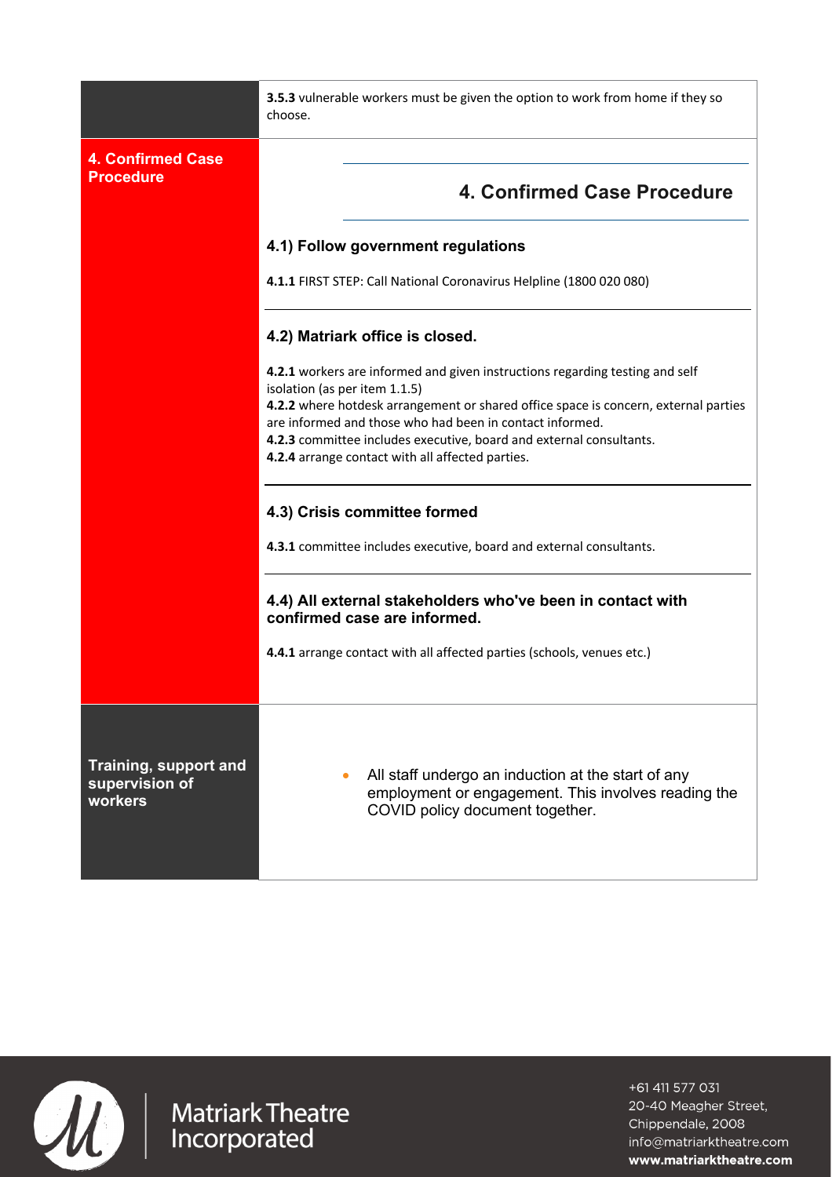| | |
|---|---|
| | **3.5.3** vulnerable workers must be given the option to work from home if they so choose. |
| **4. Confirmed Case Procedure** | **4. Confirmed Case Procedure**<br><br>**4.1) Follow government regulations**<br><br>**4.1.1** FIRST STEP: Call National Coronavirus Helpline (1800 020 080)<br><br>**4.2) Matriark office is closed.**<br><br>**4.2.1** workers are informed and given instructions regarding testing and self isolation (as per item 1.1.5)<br>**4.2.2** where hotdesk arrangement or shared office space is concern, external parties are informed and those who had been in contact informed.<br>**4.2.3** committee includes executive, board and external consultants.<br>**4.2.4** arrange contact with all affected parties.<br><br>**4.3) Crisis committee formed**<br><br>**4.3.1** committee includes executive, board and external consultants.<br><br>**4.4) All external stakeholders who've been in contact with confirmed case are informed.**<br><br>**4.4.1** arrange contact with all affected parties (schools, venues etc.) |
| **Training, support and supervision of workers** | • All staff undergo an induction at the start of any employment or engagement. This involves reading the COVID policy document together. |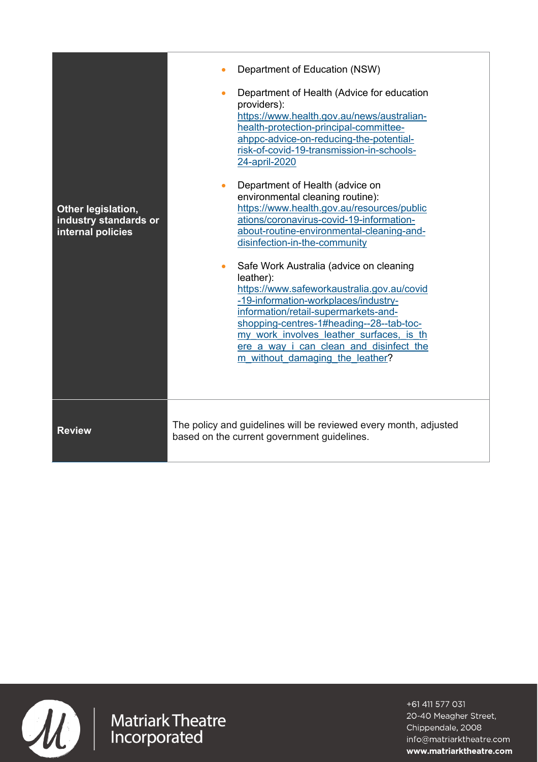| | |
|---|---|
| **Other legislation, industry standards or internal policies** | • Department of Education (NSW)<br>• Department of Health (Advice for education providers): https://www.health.gov.au/news/australian-health-protection-principal-committee-ahppc-advice-on-reducing-the-potential-risk-of-covid-19-transmission-in-schools-24-april-2020<br>• Department of Health (advice on environmental cleaning routine): https://www.health.gov.au/resources/publications/coronavirus-covid-19-information-about-routine-environmental-cleaning-and-disinfection-in-the-community<br>• Safe Work Australia (advice on cleaning leather): https://www.safeworkaustralia.gov.au/covid-19-information-workplaces/industry-information/retail-supermarkets-and-shopping-centres-1#heading--28--tab-toc-my_work_involves_leather_surfaces,_is_there_a_way_i_can_clean_and_disinfect_them_without_damaging_the_leather? |
| **Review** | The policy and guidelines will be reviewed every month, adjusted based on the current government guidelines. |